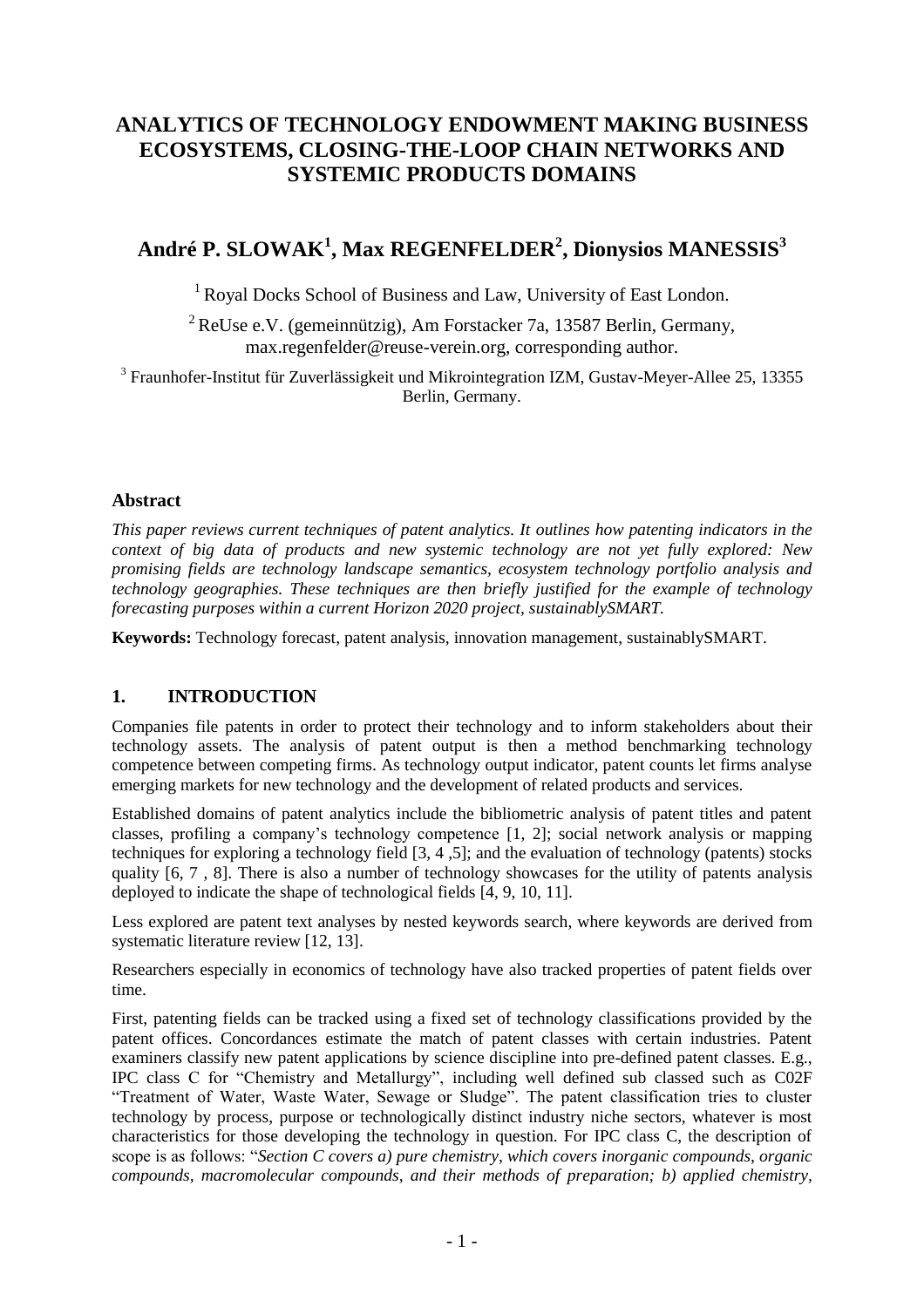# ANALYTICS OF TECHNOLOGY ENDOWMENT MAKING BUSINESS ECOSYSTEMS, CLOSING-THE-LOOP CHAIN NETWORKS AND SYSTEMIC PRODUCTS DOMAINS

## André P. SLOWAK[1], Max REGENFELDER[2], Dionysios MANESSIS[3]

[1] Royal Docks School of Business and Law, University of East London.

[2] ReUse e.V. (gemeinnützig), Am Forstacker 7a, 13587 Berlin, Germany, max.regenfelder@reuse-verein.org, corresponding author.

[3] Fraunhofer-Institut für Zuverlässigkeit und Mikrointegration IZM, Gustav-Meyer-Allee 25, 13355 Berlin, Germany.

### Abstract

*This paper reviews current techniques of patent analytics. It outlines how patenting indicators in the context of big data of products and new systemic technology are not yet fully explored: New promising fields are technology landscape semantics, ecosystem technology portfolio analysis and technology geographies. These techniques are then briefly justified for the example of technology forecasting purposes within a current Horizon 2020 project, sustainablySMART.*

**Keywords:** Technology forecast, patent analysis, innovation management, sustainablySMART.

### 1. INTRODUCTION

Companies file patents in order to protect their technology and to inform stakeholders about their technology assets. The analysis of patent output is then a method benchmarking technology competence between competing firms. As technology output indicator, patent counts let firms analyse emerging markets for new technology and the development of related products and services.

Established domains of patent analytics include the bibliometric analysis of patent titles and patent classes, profiling a company's technology competence [1, 2]; social network analysis or mapping techniques for exploring a technology field [3, 4 ,5]; and the evaluation of technology (patents) stocks quality [6, 7 , 8]. There is also a number of technology showcases for the utility of patents analysis deployed to indicate the shape of technological fields [4, 9, 10, 11].

Less explored are patent text analyses by nested keywords search, where keywords are derived from systematic literature review [12, 13].

Researchers especially in economics of technology have also tracked properties of patent fields over time.

First, patenting fields can be tracked using a fixed set of technology classifications provided by the patent offices. Concordances estimate the match of patent classes with certain industries. Patent examiners classify new patent applications by science discipline into pre-defined patent classes. E.g., IPC class C for "Chemistry and Metallurgy", including well defined sub classed such as C02F "Treatment of Water, Waste Water, Sewage or Sludge". The patent classification tries to cluster technology by process, purpose or technologically distinct industry niche sectors, whatever is most characteristics for those developing the technology in question. For IPC class C, the description of scope is as follows: "*Section C covers a) pure chemistry, which covers inorganic compounds, organic compounds, macromolecular compounds, and their methods of preparation; b) applied chemistry,*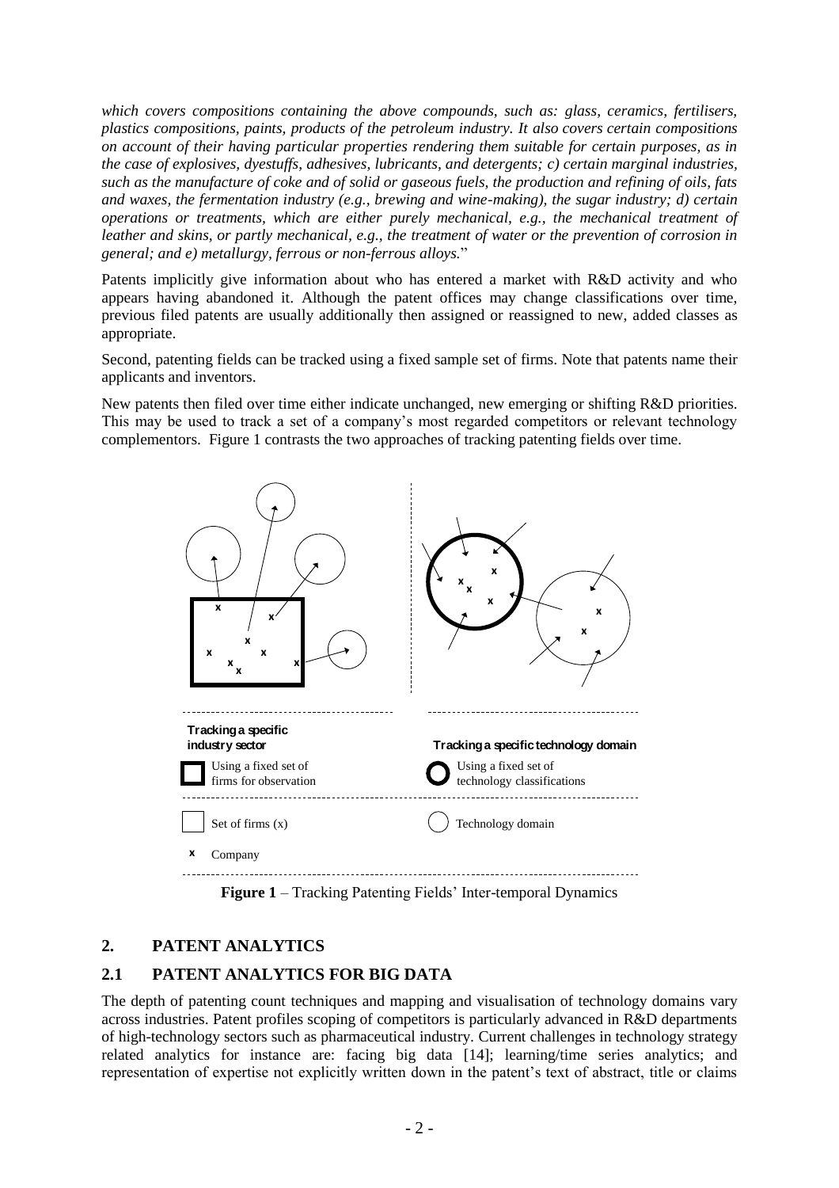*which covers compositions containing the above compounds, such as: glass, ceramics, fertilisers, plastics compositions, paints, products of the petroleum industry. It also covers certain compositions on account of their having particular properties rendering them suitable for certain purposes, as in the case of explosives, dyestuffs, adhesives, lubricants, and detergents; c) certain marginal industries, such as the manufacture of coke and of solid or gaseous fuels, the production and refining of oils, fats and waxes, the fermentation industry (e.g., brewing and wine-making), the sugar industry; d) certain operations or treatments, which are either purely mechanical, e.g., the mechanical treatment of leather and skins, or partly mechanical, e.g., the treatment of water or the prevention of corrosion in general; and e) metallurgy, ferrous or non-ferrous alloys.*"

Patents implicitly give information about who has entered a market with R&D activity and who appears having abandoned it. Although the patent offices may change classifications over time, previous filed patents are usually additionally then assigned or reassigned to new, added classes as appropriate.

Second, patenting fields can be tracked using a fixed sample set of firms. Note that patents name their applicants and inventors.

New patents then filed over time either indicate unchanged, new emerging or shifting R&D priorities. This may be used to track a set of a company's most regarded competitors or relevant technology complementors. Figure 1 contrasts the two approaches of tracking patenting fields over time.

| Tracking a specific industry sector | Tracking a specific technology domain |
|---|---|
| Using a fixed set of firms for observation | Using a fixed set of technology classifications |
| Set of firms (x) | Technology domain |
| Company | |

**Figure 1** – Tracking Patenting Fields' Inter-temporal Dynamics

## 2. PATENT ANALYTICS

### 2.1 PATENT ANALYTICS FOR BIG DATA

The depth of patenting count techniques and mapping and visualisation of technology domains vary across industries. Patent profiles scoping of competitors is particularly advanced in R&D departments of high-technology sectors such as pharmaceutical industry. Current challenges in technology strategy related analytics for instance are: facing big data [14]; learning/time series analytics; and representation of expertise not explicitly written down in the patent's text of abstract, title or claims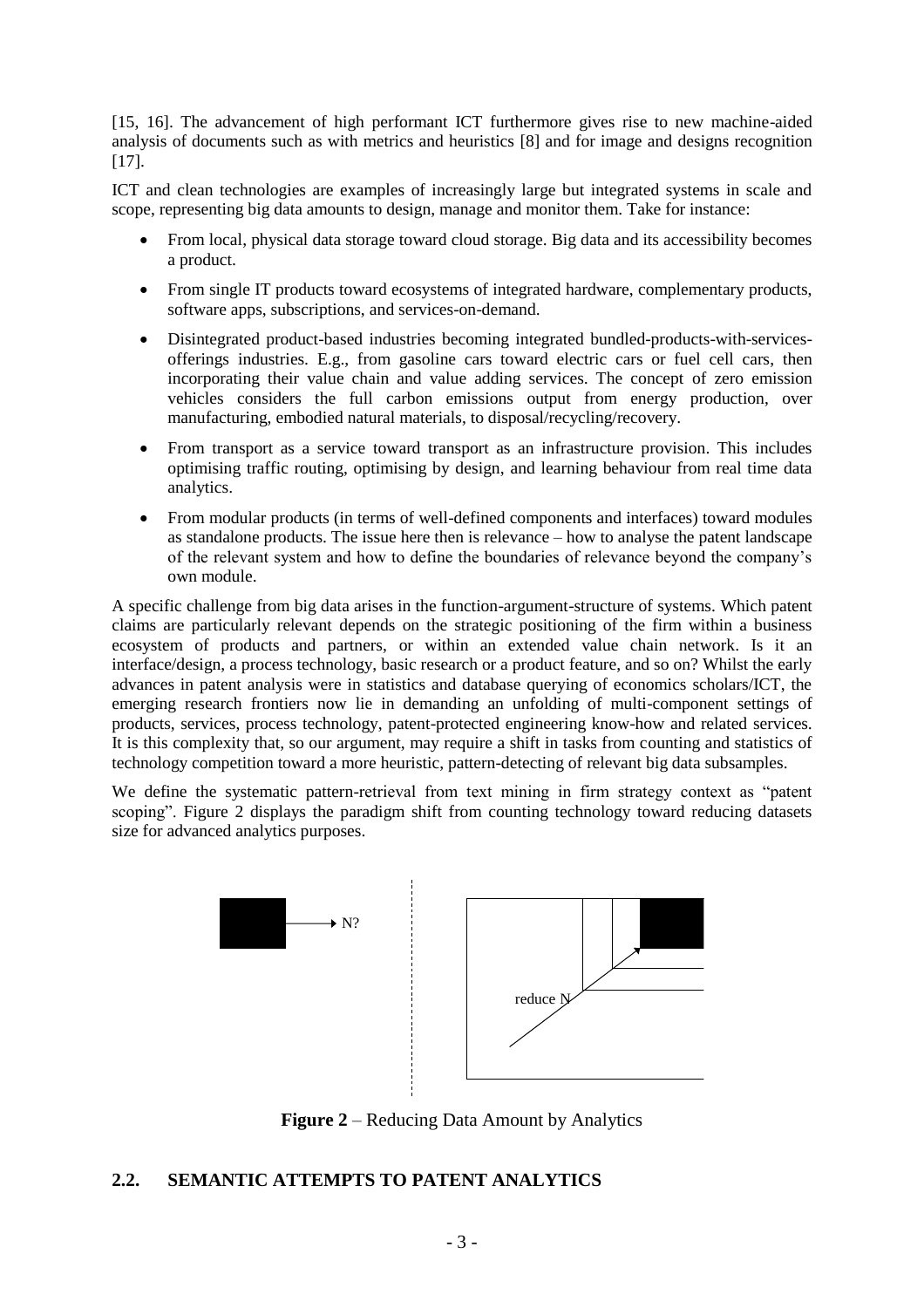[15, 16]. The advancement of high performant ICT furthermore gives rise to new machine-aided analysis of documents such as with metrics and heuristics [8] and for image and designs recognition [17].

ICT and clean technologies are examples of increasingly large but integrated systems in scale and scope, representing big data amounts to design, manage and monitor them. Take for instance:

- From local, physical data storage toward cloud storage. Big data and its accessibility becomes a product.
- From single IT products toward ecosystems of integrated hardware, complementary products, software apps, subscriptions, and services-on-demand.
- Disintegrated product-based industries becoming integrated bundled-products-with-services-offerings industries. E.g., from gasoline cars toward electric cars or fuel cell cars, then incorporating their value chain and value adding services. The concept of zero emission vehicles considers the full carbon emissions output from energy production, over manufacturing, embodied natural materials, to disposal/recycling/recovery.
- From transport as a service toward transport as an infrastructure provision. This includes optimising traffic routing, optimising by design, and learning behaviour from real time data analytics.
- From modular products (in terms of well-defined components and interfaces) toward modules as standalone products. The issue here then is relevance – how to analyse the patent landscape of the relevant system and how to define the boundaries of relevance beyond the company's own module.

A specific challenge from big data arises in the function-argument-structure of systems. Which patent claims are particularly relevant depends on the strategic positioning of the firm within a business ecosystem of products and partners, or within an extended value chain network. Is it an interface/design, a process technology, basic research or a product feature, and so on? Whilst the early advances in patent analysis were in statistics and database querying of economics scholars/ICT, the emerging research frontiers now lie in demanding an unfolding of multi-component settings of products, services, process technology, patent-protected engineering know-how and related services. It is this complexity that, so our argument, may require a shift in tasks from counting and statistics of technology competition toward a more heuristic, pattern-detecting of relevant big data subsamples.

We define the systematic pattern-retrieval from text mining in firm strategy context as "patent scoping". Figure 2 displays the paradigm shift from counting technology toward reducing datasets size for advanced analytics purposes.

N?

reduce N

**Figure 2** – Reducing Data Amount by Analytics

## 2.2. SEMANTIC ATTEMPTS TO PATENT ANALYTICS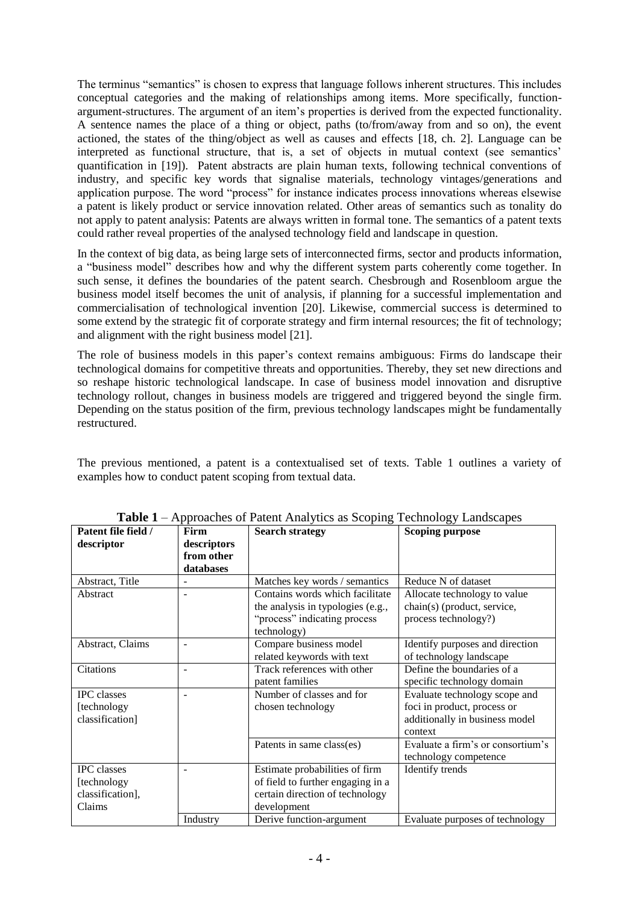The terminus "semantics" is chosen to express that language follows inherent structures. This includes conceptual categories and the making of relationships among items. More specifically, function-argument-structures. The argument of an item's properties is derived from the expected functionality. A sentence names the place of a thing or object, paths (to/from/away from and so on), the event actioned, the states of the thing/object as well as causes and effects [18, ch. 2]. Language can be interpreted as functional structure, that is, a set of objects in mutual context (see semantics' quantification in [19]). Patent abstracts are plain human texts, following technical conventions of industry, and specific key words that signalise materials, technology vintages/generations and application purpose. The word "process" for instance indicates process innovations whereas elsewise a patent is likely product or service innovation related. Other areas of semantics such as tonality do not apply to patent analysis: Patents are always written in formal tone. The semantics of a patent texts could rather reveal properties of the analysed technology field and landscape in question.

In the context of big data, as being large sets of interconnected firms, sector and products information, a "business model" describes how and why the different system parts coherently come together. In such sense, it defines the boundaries of the patent search. Chesbrough and Rosenbloom argue the business model itself becomes the unit of analysis, if planning for a successful implementation and commercialisation of technological invention [20]. Likewise, commercial success is determined to some extend by the strategic fit of corporate strategy and firm internal resources; the fit of technology; and alignment with the right business model [21].

The role of business models in this paper's context remains ambiguous: Firms do landscape their technological domains for competitive threats and opportunities. Thereby, they set new directions and so reshape historic technological landscape. In case of business model innovation and disruptive technology rollout, changes in business models are triggered and triggered beyond the single firm. Depending on the status position of the firm, previous technology landscapes might be fundamentally restructured.

The previous mentioned, a patent is a contextualised set of texts. Table 1 outlines a variety of examples how to conduct patent scoping from textual data.

**Table 1** – Approaches of Patent Analytics as Scoping Technology Landscapes

| Patent file field / descriptor | Firm descriptors from other databases | Search strategy | Scoping purpose |
|---|---|---|---|
| Abstract, Title | - | Matches key words / semantics | Reduce N of dataset |
| Abstract | - | Contains words which facilitate the analysis in typologies (e.g., "process" indicating process technology) | Allocate technology to value chain(s) (product, service, process technology?) |
| Abstract, Claims | - | Compare business model related keywords with text | Identify purposes and direction of technology landscape |
| Citations | - | Track references with other patent families | Define the boundaries of a specific technology domain |
| IPC classes [technology classification] | - | Number of classes and for chosen technology | Evaluate technology scope and foci in product, process or additionally in business model context |
| | | Patents in same class(es) | Evaluate a firm's or consortium's technology competence |
| IPC classes [technology classification], Claims | - | Estimate probabilities of firm of field to further engaging in a certain direction of technology development | Identify trends |
| | Industry | Derive function-argument | Evaluate purposes of technology |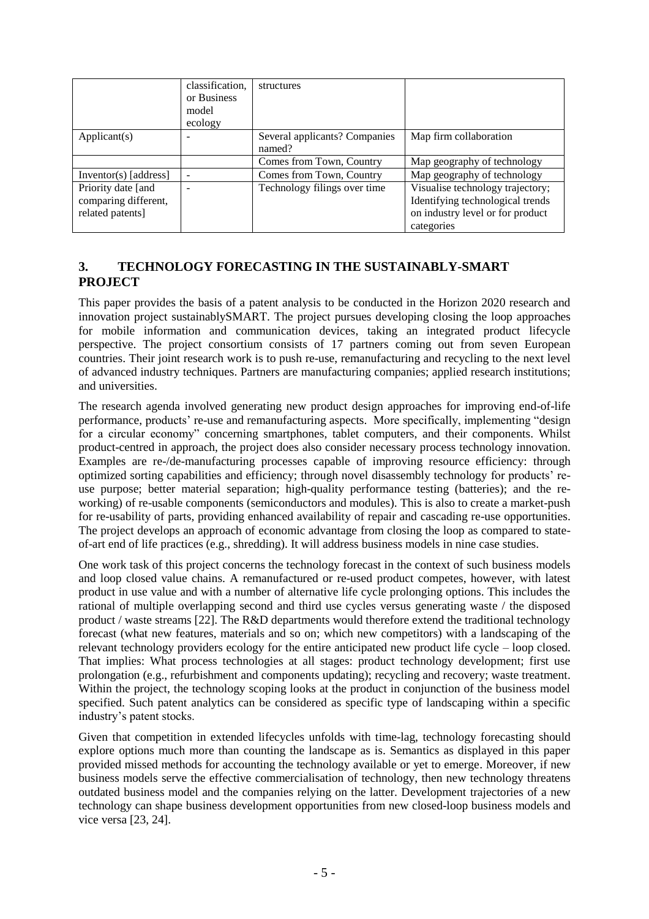| | classification, or Business model ecology | structures | |
|---|---|---|---|
| Applicant(s) | - | Several applicants? Companies named? | Map firm collaboration |
| | | Comes from Town, Country | Map geography of technology |
| Inventor(s) [address] | - | Comes from Town, Country | Map geography of technology |
| Priority date [and comparing different, related patents] | - | Technology filings over time | Visualise technology trajectory; Identifying technological trends on industry level or for product categories |

## 3. TECHNOLOGY FORECASTING IN THE SUSTAINABLY-SMART PROJECT

This paper provides the basis of a patent analysis to be conducted in the Horizon 2020 research and innovation project sustainablySMART. The project pursues developing closing the loop approaches for mobile information and communication devices, taking an integrated product lifecycle perspective. The project consortium consists of 17 partners coming out from seven European countries. Their joint research work is to push re-use, remanufacturing and recycling to the next level of advanced industry techniques. Partners are manufacturing companies; applied research institutions; and universities.

The research agenda involved generating new product design approaches for improving end-of-life performance, products' re-use and remanufacturing aspects. More specifically, implementing "design for a circular economy" concerning smartphones, tablet computers, and their components. Whilst product-centred in approach, the project does also consider necessary process technology innovation. Examples are re-/de-manufacturing processes capable of improving resource efficiency: through optimized sorting capabilities and efficiency; through novel disassembly technology for products' re-use purpose; better material separation; high-quality performance testing (batteries); and the re-working) of re-usable components (semiconductors and modules). This is also to create a market-push for re-usability of parts, providing enhanced availability of repair and cascading re-use opportunities. The project develops an approach of economic advantage from closing the loop as compared to state-of-art end of life practices (e.g., shredding). It will address business models in nine case studies.

One work task of this project concerns the technology forecast in the context of such business models and loop closed value chains. A remanufactured or re-used product competes, however, with latest product in use value and with a number of alternative life cycle prolonging options. This includes the rational of multiple overlapping second and third use cycles versus generating waste / the disposed product / waste streams [22]. The R&D departments would therefore extend the traditional technology forecast (what new features, materials and so on; which new competitors) with a landscaping of the relevant technology providers ecology for the entire anticipated new product life cycle – loop closed. That implies: What process technologies at all stages: product technology development; first use prolongation (e.g., refurbishment and components updating); recycling and recovery; waste treatment. Within the project, the technology scoping looks at the product in conjunction of the business model specified. Such patent analytics can be considered as specific type of landscaping within a specific industry's patent stocks.

Given that competition in extended lifecycles unfolds with time-lag, technology forecasting should explore options much more than counting the landscape as is. Semantics as displayed in this paper provided missed methods for accounting the technology available or yet to emerge. Moreover, if new business models serve the effective commercialisation of technology, then new technology threatens outdated business model and the companies relying on the latter. Development trajectories of a new technology can shape business development opportunities from new closed-loop business models and vice versa [23, 24].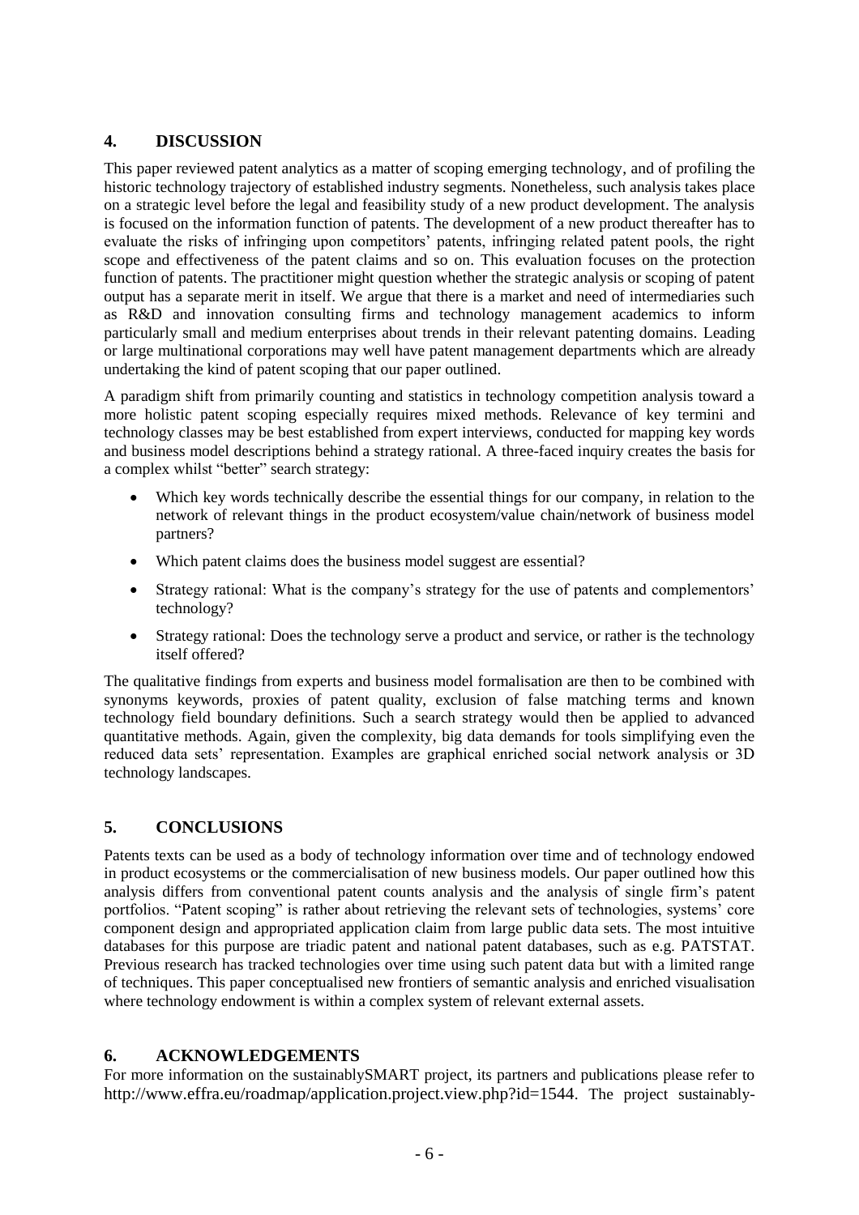## 4. DISCUSSION

This paper reviewed patent analytics as a matter of scoping emerging technology, and of profiling the historic technology trajectory of established industry segments. Nonetheless, such analysis takes place on a strategic level before the legal and feasibility study of a new product development. The analysis is focused on the information function of patents. The development of a new product thereafter has to evaluate the risks of infringing upon competitors' patents, infringing related patent pools, the right scope and effectiveness of the patent claims and so on. This evaluation focuses on the protection function of patents. The practitioner might question whether the strategic analysis or scoping of patent output has a separate merit in itself. We argue that there is a market and need of intermediaries such as R&D and innovation consulting firms and technology management academics to inform particularly small and medium enterprises about trends in their relevant patenting domains. Leading or large multinational corporations may well have patent management departments which are already undertaking the kind of patent scoping that our paper outlined.

A paradigm shift from primarily counting and statistics in technology competition analysis toward a more holistic patent scoping especially requires mixed methods. Relevance of key termini and technology classes may be best established from expert interviews, conducted for mapping key words and business model descriptions behind a strategy rational. A three-faced inquiry creates the basis for a complex whilst "better" search strategy:

- Which key words technically describe the essential things for our company, in relation to the network of relevant things in the product ecosystem/value chain/network of business model partners?
- Which patent claims does the business model suggest are essential?
- Strategy rational: What is the company's strategy for the use of patents and complementors' technology?
- Strategy rational: Does the technology serve a product and service, or rather is the technology itself offered?

The qualitative findings from experts and business model formalisation are then to be combined with synonyms keywords, proxies of patent quality, exclusion of false matching terms and known technology field boundary definitions. Such a search strategy would then be applied to advanced quantitative methods. Again, given the complexity, big data demands for tools simplifying even the reduced data sets' representation. Examples are graphical enriched social network analysis or 3D technology landscapes.

## 5. CONCLUSIONS

Patents texts can be used as a body of technology information over time and of technology endowed in product ecosystems or the commercialisation of new business models. Our paper outlined how this analysis differs from conventional patent counts analysis and the analysis of single firm's patent portfolios. "Patent scoping" is rather about retrieving the relevant sets of technologies, systems' core component design and appropriated application claim from large public data sets. The most intuitive databases for this purpose are triadic patent and national patent databases, such as e.g. PATSTAT. Previous research has tracked technologies over time using such patent data but with a limited range of techniques. This paper conceptualised new frontiers of semantic analysis and enriched visualisation where technology endowment is within a complex system of relevant external assets.

## 6. ACKNOWLEDGEMENTS

For more information on the sustainablySMART project, its partners and publications please refer to http://www.effra.eu/roadmap/application.project.view.php?id=1544. The project sustainably-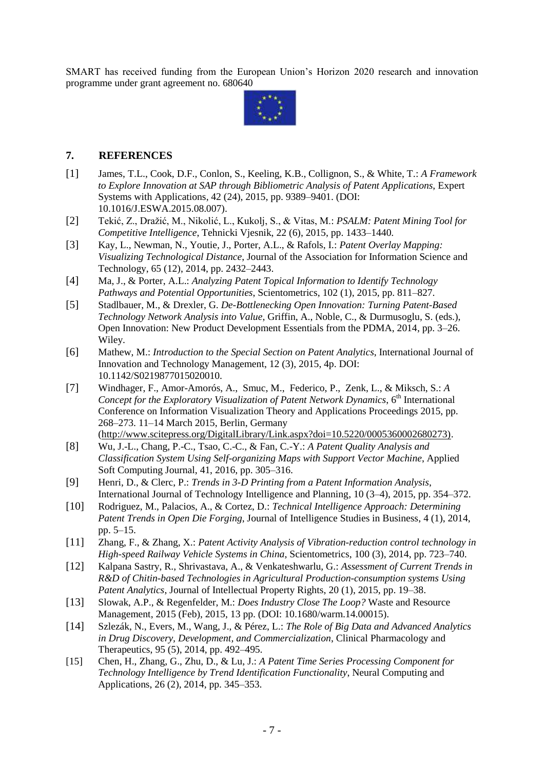SMART has received funding from the European Union's Horizon 2020 research and innovation programme under grant agreement no. 680640

## 7. REFERENCES

[1] James, T.L., Cook, D.F., Conlon, S., Keeling, K.B., Collignon, S., & White, T.: *A Framework to Explore Innovation at SAP through Bibliometric Analysis of Patent Applications*, Expert Systems with Applications, 42 (24), 2015, pp. 9389–9401. (DOI: 10.1016/J.ESWA.2015.08.007).

[2] Tekić, Z., Dražić, M., Nikolić, L., Kukolj, S., & Vitas, M.: *PSALM: Patent Mining Tool for Competitive Intelligence*, Tehnicki Vjesnik, 22 (6), 2015, pp. 1433–1440.

[3] Kay, L., Newman, N., Youtie, J., Porter, A.L., & Rafols, I.: *Patent Overlay Mapping: Visualizing Technological Distance*, Journal of the Association for Information Science and Technology, 65 (12), 2014, pp. 2432–2443.

[4] Ma, J., & Porter, A.L.: *Analyzing Patent Topical Information to Identify Technology Pathways and Potential Opportunities*, Scientometrics, 102 (1), 2015, pp. 811–827.

[5] Stadlbauer, M., & Drexler, G. *De-Bottlenecking Open Innovation: Turning Patent-Based Technology Network Analysis into Value*, Griffin, A., Noble, C., & Durmusoglu, S. (eds.), Open Innovation: New Product Development Essentials from the PDMA, 2014, pp. 3–26. Wiley.

[6] Mathew, M.: *Introduction to the Special Section on Patent Analytics*, International Journal of Innovation and Technology Management, 12 (3), 2015, 4p. DOI: 10.1142/S0219877015020010.

[7] Windhager, F., Amor-Amorós, A., Smuc, M., Federico, P., Zenk, L., & Miksch, S.: *A Concept for the Exploratory Visualization of Patent Network Dynamics*, 6th International Conference on Information Visualization Theory and Applications Proceedings 2015, pp. 268–273. 11–14 March 2015, Berlin, Germany (http://www.scitepress.org/DigitalLibrary/Link.aspx?doi=10.5220/0005360002680273).

[8] Wu, J.-L., Chang, P.-C., Tsao, C.-C., & Fan, C.-Y.: *A Patent Quality Analysis and Classification System Using Self-organizing Maps with Support Vector Machine*, Applied Soft Computing Journal, 41, 2016, pp. 305–316.

[9] Henri, D., & Clerc, P.: *Trends in 3-D Printing from a Patent Information Analysis*, International Journal of Technology Intelligence and Planning, 10 (3–4), 2015, pp. 354–372.

[10] Rodriguez, M., Palacios, A., & Cortez, D.: *Technical Intelligence Approach: Determining Patent Trends in Open Die Forging*, Journal of Intelligence Studies in Business, 4 (1), 2014, pp. 5–15.

[11] Zhang, F., & Zhang, X.: *Patent Activity Analysis of Vibration-reduction control technology in High-speed Railway Vehicle Systems in China*, Scientometrics, 100 (3), 2014, pp. 723–740.

[12] Kalpana Sastry, R., Shrivastava, A., & Venkateshwarlu, G.: *Assessment of Current Trends in R&D of Chitin-based Technologies in Agricultural Production-consumption systems Using Patent Analytics*, Journal of Intellectual Property Rights, 20 (1), 2015, pp. 19–38.

[13] Slowak, A.P., & Regenfelder, M.: *Does Industry Close The Loop?* Waste and Resource Management, 2015 (Feb), 2015, 13 pp. (DOI: 10.1680/warm.14.00015).

[14] Szlezák, N., Evers, M., Wang, J., & Pérez, L.: *The Role of Big Data and Advanced Analytics in Drug Discovery, Development, and Commercialization*, Clinical Pharmacology and Therapeutics, 95 (5), 2014, pp. 492–495.

[15] Chen, H., Zhang, G., Zhu, D., & Lu, J.: *A Patent Time Series Processing Component for Technology Intelligence by Trend Identification Functionality*, Neural Computing and Applications, 26 (2), 2014, pp. 345–353.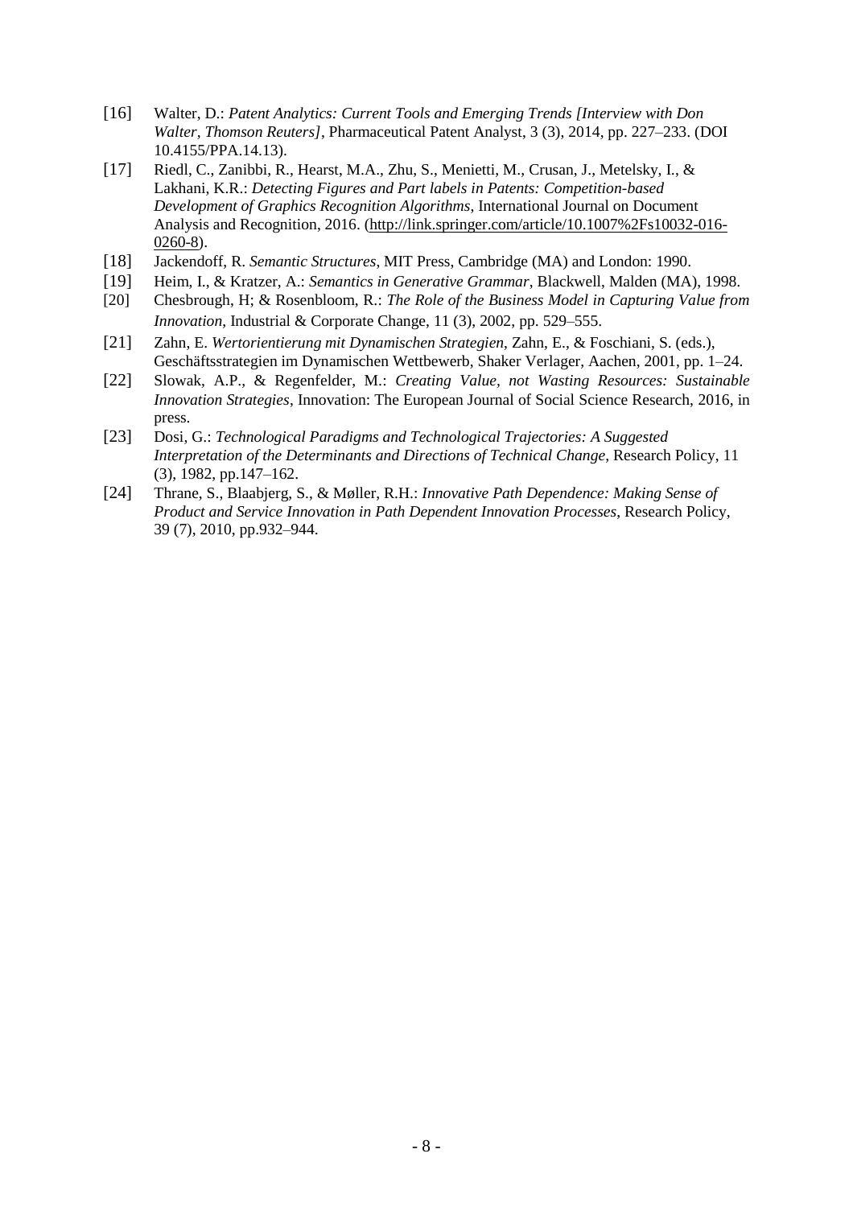[16] Walter, D.: *Patent Analytics: Current Tools and Emerging Trends [Interview with Don Walter, Thomson Reuters]*, Pharmaceutical Patent Analyst, 3 (3), 2014, pp. 227–233. (DOI 10.4155/PPA.14.13).

[17] Riedl, C., Zanibbi, R., Hearst, M.A., Zhu, S., Menietti, M., Crusan, J., Metelsky, I., & Lakhani, K.R.: *Detecting Figures and Part labels in Patents: Competition-based Development of Graphics Recognition Algorithms*, International Journal on Document Analysis and Recognition, 2016. (http://link.springer.com/article/10.1007%2Fs10032-016-0260-8).

[18] Jackendoff, R. *Semantic Structures*, MIT Press, Cambridge (MA) and London: 1990.

[19] Heim, I., & Kratzer, A.: *Semantics in Generative Grammar*, Blackwell, Malden (MA), 1998.

[20] Chesbrough, H; & Rosenbloom, R.: *The Role of the Business Model in Capturing Value from Innovation*, Industrial & Corporate Change, 11 (3), 2002, pp. 529–555.

[21] Zahn, E. *Wertorientierung mit Dynamischen Strategien*, Zahn, E., & Foschiani, S. (eds.), Geschäftsstrategien im Dynamischen Wettbewerb, Shaker Verlager, Aachen, 2001, pp. 1–24.

[22] Slowak, A.P., & Regenfelder, M.: *Creating Value, not Wasting Resources: Sustainable Innovation Strategies*, Innovation: The European Journal of Social Science Research, 2016, in press.

[23] Dosi, G.: *Technological Paradigms and Technological Trajectories: A Suggested Interpretation of the Determinants and Directions of Technical Change*, Research Policy, 11 (3), 1982, pp.147–162.

[24] Thrane, S., Blaabjerg, S., & Møller, R.H.: *Innovative Path Dependence: Making Sense of Product and Service Innovation in Path Dependent Innovation Processes*, Research Policy, 39 (7), 2010, pp.932–944.